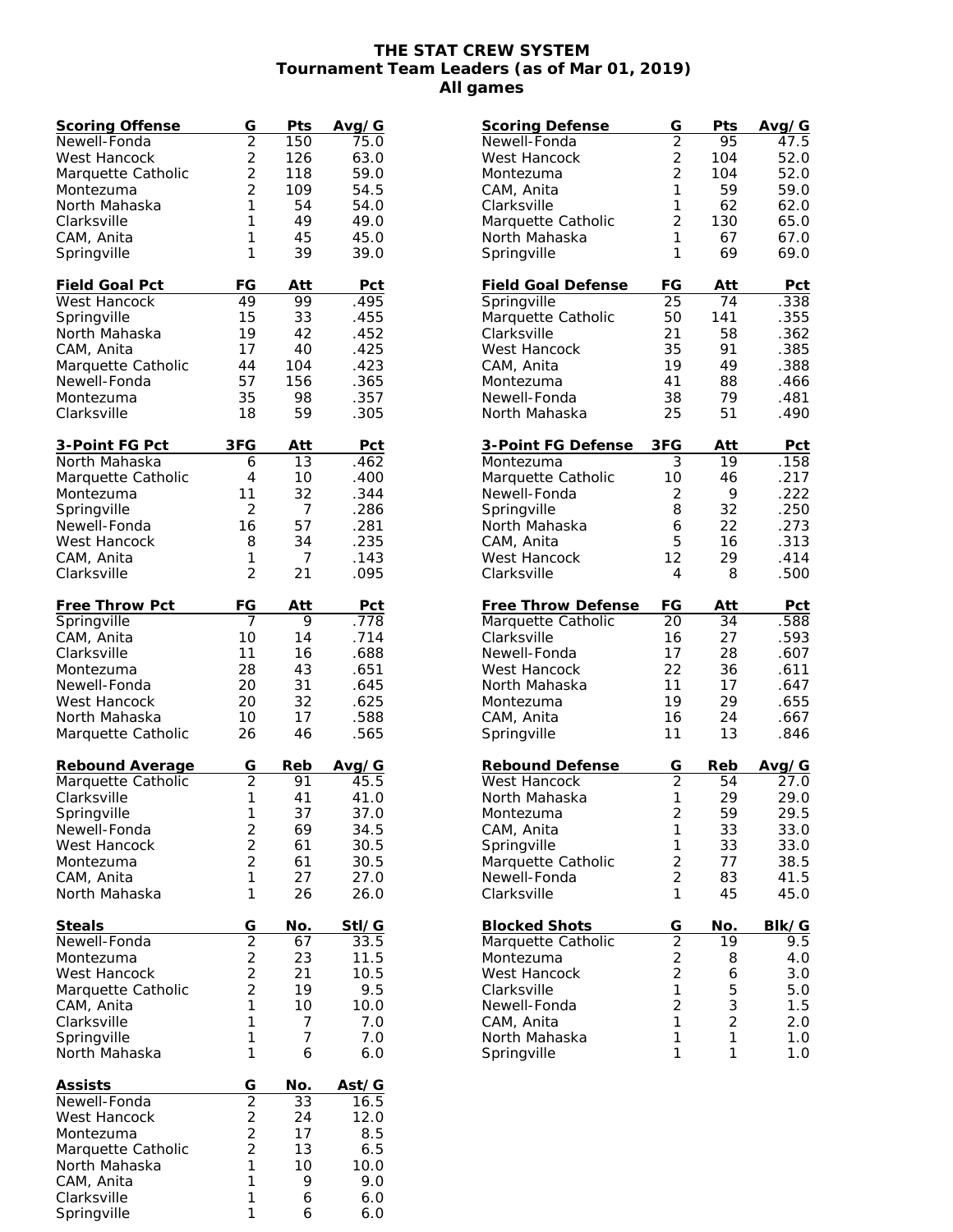# THE STAT CREW SYSTEM
## Tournament Team Leaders (as of Mar 01, 2019)
### All games

| Scoring Offense | G | Pts | Avg/G |
|---|---|---|---|
| Newell-Fonda | 2 | 150 | 75.0 |
| West Hancock | 2 | 126 | 63.0 |
| Marquette Catholic | 2 | 118 | 59.0 |
| Montezuma | 2 | 109 | 54.5 |
| North Mahaska | 1 | 54 | 54.0 |
| Clarksville | 1 | 49 | 49.0 |
| CAM, Anita | 1 | 45 | 45.0 |
| Springville | 1 | 39 | 39.0 |

| Field Goal Pct | FG | Att | Pct |
|---|---|---|---|
| West Hancock | 49 | 99 | .495 |
| Springville | 15 | 33 | .455 |
| North Mahaska | 19 | 42 | .452 |
| CAM, Anita | 17 | 40 | .425 |
| Marquette Catholic | 44 | 104 | .423 |
| Newell-Fonda | 57 | 156 | .365 |
| Montezuma | 35 | 98 | .357 |
| Clarksville | 18 | 59 | .305 |

| 3-Point FG Pct | 3FG | Att | Pct |
|---|---|---|---|
| North Mahaska | 6 | 13 | .462 |
| Marquette Catholic | 4 | 10 | .400 |
| Montezuma | 11 | 32 | .344 |
| Springville | 2 | 7 | .286 |
| Newell-Fonda | 16 | 57 | .281 |
| West Hancock | 8 | 34 | .235 |
| CAM, Anita | 1 | 7 | .143 |
| Clarksville | 2 | 21 | .095 |

| Free Throw Pct | FG | Att | Pct |
|---|---|---|---|
| Springville | 7 | 9 | .778 |
| CAM, Anita | 10 | 14 | .714 |
| Clarksville | 11 | 16 | .688 |
| Montezuma | 28 | 43 | .651 |
| Newell-Fonda | 20 | 31 | .645 |
| West Hancock | 20 | 32 | .625 |
| North Mahaska | 10 | 17 | .588 |
| Marquette Catholic | 26 | 46 | .565 |

| Rebound Average | G | Reb | Avg/G |
|---|---|---|---|
| Marquette Catholic | 2 | 91 | 45.5 |
| Clarksville | 1 | 41 | 41.0 |
| Springville | 1 | 37 | 37.0 |
| Newell-Fonda | 2 | 69 | 34.5 |
| West Hancock | 2 | 61 | 30.5 |
| Montezuma | 2 | 61 | 30.5 |
| CAM, Anita | 1 | 27 | 27.0 |
| North Mahaska | 1 | 26 | 26.0 |

| Steals | G | No. | Stl/G |
|---|---|---|---|
| Newell-Fonda | 2 | 67 | 33.5 |
| Montezuma | 2 | 23 | 11.5 |
| West Hancock | 2 | 21 | 10.5 |
| Marquette Catholic | 2 | 19 | 9.5 |
| CAM, Anita | 1 | 10 | 10.0 |
| Clarksville | 1 | 7 | 7.0 |
| Springville | 1 | 7 | 7.0 |
| North Mahaska | 1 | 6 | 6.0 |

| Assists | G | No. | Ast/G |
|---|---|---|---|
| Newell-Fonda | 2 | 33 | 16.5 |
| West Hancock | 2 | 24 | 12.0 |
| Montezuma | 2 | 17 | 8.5 |
| Marquette Catholic | 2 | 13 | 6.5 |
| North Mahaska | 1 | 10 | 10.0 |
| CAM, Anita | 1 | 9 | 9.0 |
| Clarksville | 1 | 6 | 6.0 |
| Springville | 1 | 6 | 6.0 |

| Scoring Defense | G | Pts | Avg/G |
|---|---|---|---|
| Newell-Fonda | 2 | 95 | 47.5 |
| West Hancock | 2 | 104 | 52.0 |
| Montezuma | 2 | 104 | 52.0 |
| CAM, Anita | 1 | 59 | 59.0 |
| Clarksville | 1 | 62 | 62.0 |
| Marquette Catholic | 2 | 130 | 65.0 |
| North Mahaska | 1 | 67 | 67.0 |
| Springville | 1 | 69 | 69.0 |

| Field Goal Defense | FG | Att | Pct |
|---|---|---|---|
| Springville | 25 | 74 | .338 |
| Marquette Catholic | 50 | 141 | .355 |
| Clarksville | 21 | 58 | .362 |
| West Hancock | 35 | 91 | .385 |
| CAM, Anita | 19 | 49 | .388 |
| Montezuma | 41 | 88 | .466 |
| Newell-Fonda | 38 | 79 | .481 |
| North Mahaska | 25 | 51 | .490 |

| 3-Point FG Defense | 3FG | Att | Pct |
|---|---|---|---|
| Montezuma | 3 | 19 | .158 |
| Marquette Catholic | 10 | 46 | .217 |
| Newell-Fonda | 2 | 9 | .222 |
| Springville | 8 | 32 | .250 |
| North Mahaska | 6 | 22 | .273 |
| CAM, Anita | 5 | 16 | .313 |
| West Hancock | 12 | 29 | .414 |
| Clarksville | 4 | 8 | .500 |

| Free Throw Defense | FG | Att | Pct |
|---|---|---|---|
| Marquette Catholic | 20 | 34 | .588 |
| Clarksville | 16 | 27 | .593 |
| Newell-Fonda | 17 | 28 | .607 |
| West Hancock | 22 | 36 | .611 |
| North Mahaska | 11 | 17 | .647 |
| Montezuma | 19 | 29 | .655 |
| CAM, Anita | 16 | 24 | .667 |
| Springville | 11 | 13 | .846 |

| Rebound Defense | G | Reb | Avg/G |
|---|---|---|---|
| West Hancock | 2 | 54 | 27.0 |
| North Mahaska | 1 | 29 | 29.0 |
| Montezuma | 2 | 59 | 29.5 |
| CAM, Anita | 1 | 33 | 33.0 |
| Springville | 1 | 33 | 33.0 |
| Marquette Catholic | 2 | 77 | 38.5 |
| Newell-Fonda | 2 | 83 | 41.5 |
| Clarksville | 1 | 45 | 45.0 |

| Blocked Shots | G | No. | Blk/G |
|---|---|---|---|
| Marquette Catholic | 2 | 19 | 9.5 |
| Montezuma | 2 | 8 | 4.0 |
| West Hancock | 2 | 6 | 3.0 |
| Clarksville | 1 | 5 | 5.0 |
| Newell-Fonda | 2 | 3 | 1.5 |
| CAM, Anita | 1 | 2 | 2.0 |
| North Mahaska | 1 | 1 | 1.0 |
| Springville | 1 | 1 | 1.0 |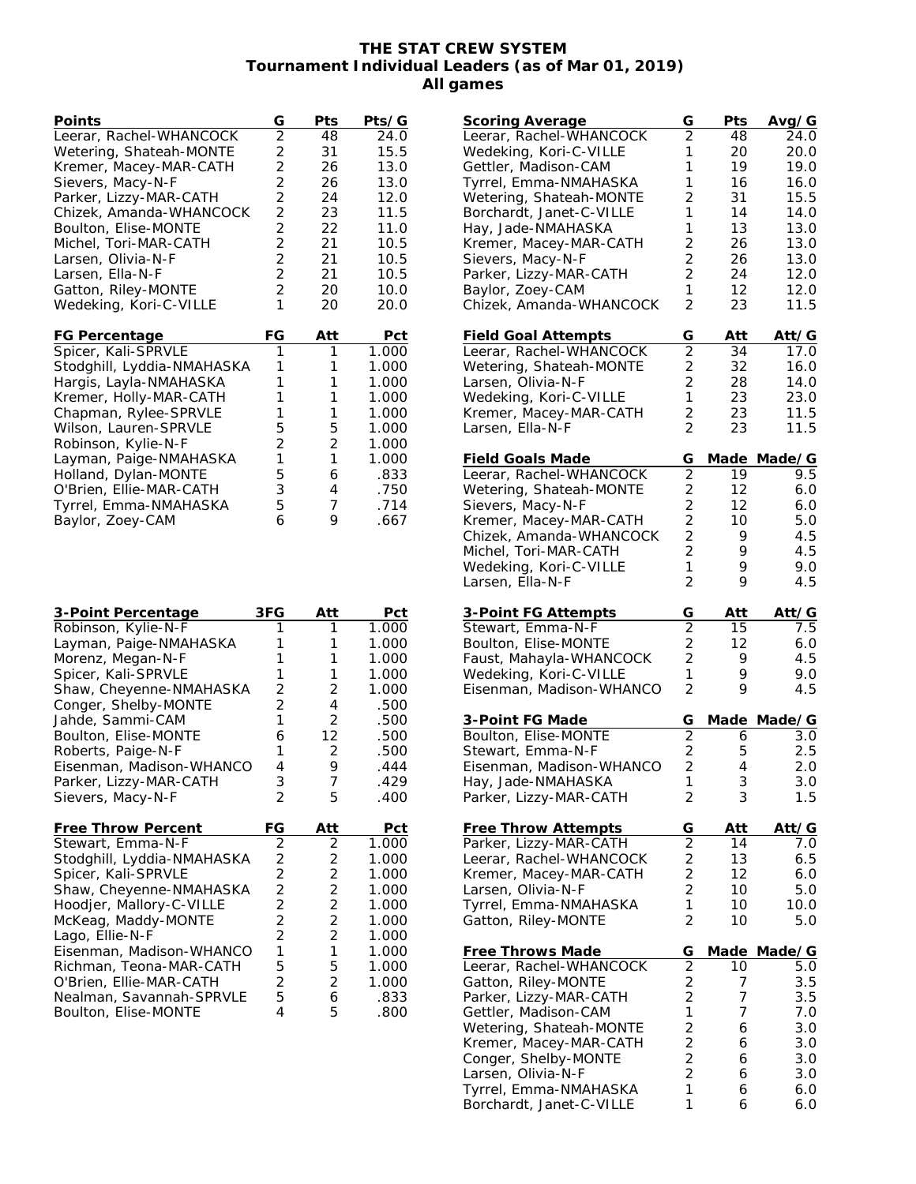# THE STAT CREW SYSTEM
## Tournament Individual Leaders (as of Mar 01, 2019)
### All games

| Points | G | Pts | Pts/G |
|---|---|---|---|
| Leerar, Rachel-WHANCOCK | 2 | 48 | 24.0 |
| Wetering, Shateah-MONTE | 2 | 31 | 15.5 |
| Kremer, Macey-MAR-CATH | 2 | 26 | 13.0 |
| Sievers, Macy-N-F | 2 | 26 | 13.0 |
| Parker, Lizzy-MAR-CATH | 2 | 24 | 12.0 |
| Chizek, Amanda-WHANCOCK | 2 | 23 | 11.5 |
| Boulton, Elise-MONTE | 2 | 22 | 11.0 |
| Michel, Tori-MAR-CATH | 2 | 21 | 10.5 |
| Larsen, Olivia-N-F | 2 | 21 | 10.5 |
| Larsen, Ella-N-F | 2 | 21 | 10.5 |
| Gatton, Riley-MONTE | 2 | 20 | 10.0 |
| Wedeking, Kori-C-VILLE | 1 | 20 | 20.0 |

| Scoring Average | G | Pts | Avg/G |
|---|---|---|---|
| Leerar, Rachel-WHANCOCK | 2 | 48 | 24.0 |
| Wedeking, Kori-C-VILLE | 1 | 20 | 20.0 |
| Gettler, Madison-CAM | 1 | 19 | 19.0 |
| Tyrrel, Emma-NMAHASKA | 1 | 16 | 16.0 |
| Wetering, Shateah-MONTE | 2 | 31 | 15.5 |
| Borchardt, Janet-C-VILLE | 1 | 14 | 14.0 |
| Hay, Jade-NMAHASKA | 1 | 13 | 13.0 |
| Kremer, Macey-MAR-CATH | 2 | 26 | 13.0 |
| Sievers, Macy-N-F | 2 | 26 | 13.0 |
| Parker, Lizzy-MAR-CATH | 2 | 24 | 12.0 |
| Baylor, Zoey-CAM | 1 | 12 | 12.0 |
| Chizek, Amanda-WHANCOCK | 2 | 23 | 11.5 |

| FG Percentage | FG | Att | Pct |
|---|---|---|---|
| Spicer, Kali-SPRVLE | 1 | 1 | 1.000 |
| Stodghill, Lyddia-NMAHASKA | 1 | 1 | 1.000 |
| Hargis, Layla-NMAHASKA | 1 | 1 | 1.000 |
| Kremer, Holly-MAR-CATH | 1 | 1 | 1.000 |
| Chapman, Rylee-SPRVLE | 1 | 1 | 1.000 |
| Wilson, Lauren-SPRVLE | 5 | 5 | 1.000 |
| Robinson, Kylie-N-F | 2 | 2 | 1.000 |
| Layman, Paige-NMAHASKA | 1 | 1 | 1.000 |
| Holland, Dylan-MONTE | 5 | 6 | .833 |
| O'Brien, Ellie-MAR-CATH | 3 | 4 | .750 |
| Tyrrel, Emma-NMAHASKA | 5 | 7 | .714 |
| Baylor, Zoey-CAM | 6 | 9 | .667 |

| Field Goal Attempts | G | Att | Att/G |
|---|---|---|---|
| Leerar, Rachel-WHANCOCK | 2 | 34 | 17.0 |
| Wetering, Shateah-MONTE | 2 | 32 | 16.0 |
| Larsen, Olivia-N-F | 2 | 28 | 14.0 |
| Wedeking, Kori-C-VILLE | 1 | 23 | 23.0 |
| Kremer, Macey-MAR-CATH | 2 | 23 | 11.5 |
| Larsen, Ella-N-F | 2 | 23 | 11.5 |

| Field Goals Made | G | Made | Made/G |
|---|---|---|---|
| Leerar, Rachel-WHANCOCK | 2 | 19 | 9.5 |
| Wetering, Shateah-MONTE | 2 | 12 | 6.0 |
| Sievers, Macy-N-F | 2 | 12 | 6.0 |
| Kremer, Macey-MAR-CATH | 2 | 10 | 5.0 |
| Chizek, Amanda-WHANCOCK | 2 | 9 | 4.5 |
| Michel, Tori-MAR-CATH | 2 | 9 | 4.5 |
| Wedeking, Kori-C-VILLE | 1 | 9 | 9.0 |
| Larsen, Ella-N-F | 2 | 9 | 4.5 |

| 3-Point Percentage | 3FG | Att | Pct |
|---|---|---|---|
| Robinson, Kylie-N-F | 1 | 1 | 1.000 |
| Layman, Paige-NMAHASKA | 1 | 1 | 1.000 |
| Morenz, Megan-N-F | 1 | 1 | 1.000 |
| Spicer, Kali-SPRVLE | 1 | 1 | 1.000 |
| Shaw, Cheyenne-NMAHASKA | 2 | 2 | 1.000 |
| Conger, Shelby-MONTE | 2 | 4 | .500 |
| Jahde, Sammi-CAM | 1 | 2 | .500 |
| Boulton, Elise-MONTE | 6 | 12 | .500 |
| Roberts, Paige-N-F | 1 | 2 | .500 |
| Eisenman, Madison-WHANCO | 4 | 9 | .444 |
| Parker, Lizzy-MAR-CATH | 3 | 7 | .429 |
| Sievers, Macy-N-F | 2 | 5 | .400 |

| 3-Point FG Attempts | G | Att | Att/G |
|---|---|---|---|
| Stewart, Emma-N-F | 2 | 15 | 7.5 |
| Boulton, Elise-MONTE | 2 | 12 | 6.0 |
| Faust, Mahayla-WHANCOCK | 2 | 9 | 4.5 |
| Wedeking, Kori-C-VILLE | 1 | 9 | 9.0 |
| Eisenman, Madison-WHANCO | 2 | 9 | 4.5 |

| 3-Point FG Made | G | Made | Made/G |
|---|---|---|---|
| Boulton, Elise-MONTE | 2 | 6 | 3.0 |
| Stewart, Emma-N-F | 2 | 5 | 2.5 |
| Eisenman, Madison-WHANCO | 2 | 4 | 2.0 |
| Hay, Jade-NMAHASKA | 1 | 3 | 3.0 |
| Parker, Lizzy-MAR-CATH | 2 | 3 | 1.5 |

| Free Throw Percent | FG | Att | Pct |
|---|---|---|---|
| Stewart, Emma-N-F | 2 | 2 | 1.000 |
| Stodghill, Lyddia-NMAHASKA | 2 | 2 | 1.000 |
| Spicer, Kali-SPRVLE | 2 | 2 | 1.000 |
| Shaw, Cheyenne-NMAHASKA | 2 | 2 | 1.000 |
| Hoodjer, Mallory-C-VILLE | 2 | 2 | 1.000 |
| McKeag, Maddy-MONTE | 2 | 2 | 1.000 |
| Lago, Ellie-N-F | 2 | 2 | 1.000 |
| Eisenman, Madison-WHANCO | 1 | 1 | 1.000 |
| Richman, Teona-MAR-CATH | 5 | 5 | 1.000 |
| O'Brien, Ellie-MAR-CATH | 2 | 2 | 1.000 |
| Nealman, Savannah-SPRVLE | 5 | 6 | .833 |
| Boulton, Elise-MONTE | 4 | 5 | .800 |

| Free Throw Attempts | G | Att | Att/G |
|---|---|---|---|
| Parker, Lizzy-MAR-CATH | 2 | 14 | 7.0 |
| Leerar, Rachel-WHANCOCK | 2 | 13 | 6.5 |
| Kremer, Macey-MAR-CATH | 2 | 12 | 6.0 |
| Larsen, Olivia-N-F | 2 | 10 | 5.0 |
| Tyrrel, Emma-NMAHASKA | 1 | 10 | 10.0 |
| Gatton, Riley-MONTE | 2 | 10 | 5.0 |

| Free Throws Made | G | Made | Made/G |
|---|---|---|---|
| Leerar, Rachel-WHANCOCK | 2 | 10 | 5.0 |
| Gatton, Riley-MONTE | 2 | 7 | 3.5 |
| Parker, Lizzy-MAR-CATH | 2 | 7 | 3.5 |
| Gettler, Madison-CAM | 1 | 7 | 7.0 |
| Wetering, Shateah-MONTE | 2 | 6 | 3.0 |
| Kremer, Macey-MAR-CATH | 2 | 6 | 3.0 |
| Conger, Shelby-MONTE | 2 | 6 | 3.0 |
| Larsen, Olivia-N-F | 2 | 6 | 3.0 |
| Tyrrel, Emma-NMAHASKA | 1 | 6 | 6.0 |
| Borchardt, Janet-C-VILLE | 1 | 6 | 6.0 |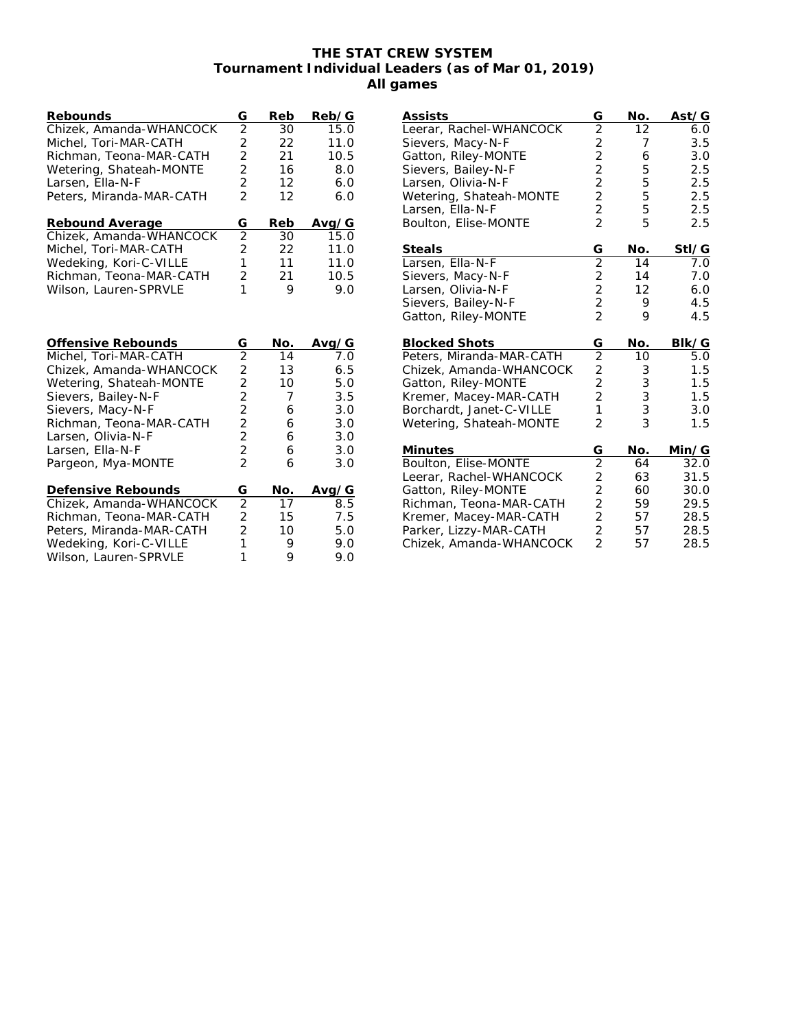# THE STAT CREW SYSTEM
## Tournament Individual Leaders (as of Mar 01, 2019)
### All games

| Rebounds | G | Reb | Reb/G |
|---|---|---|---|
| Chizek, Amanda-WHANCOCK | 2 | 30 | 15.0 |
| Michel, Tori-MAR-CATH | 2 | 22 | 11.0 |
| Richman, Teona-MAR-CATH | 2 | 21 | 10.5 |
| Wetering, Shateah-MONTE | 2 | 16 | 8.0 |
| Larsen, Ella-N-F | 2 | 12 | 6.0 |
| Peters, Miranda-MAR-CATH | 2 | 12 | 6.0 |

| Rebound Average | G | Reb | Avg/G |
|---|---|---|---|
| Chizek, Amanda-WHANCOCK | 2 | 30 | 15.0 |
| Michel, Tori-MAR-CATH | 2 | 22 | 11.0 |
| Wedeking, Kori-C-VILLE | 1 | 11 | 11.0 |
| Richman, Teona-MAR-CATH | 2 | 21 | 10.5 |
| Wilson, Lauren-SPRVLE | 1 | 9 | 9.0 |

| Offensive Rebounds | G | No. | Avg/G |
|---|---|---|---|
| Michel, Tori-MAR-CATH | 2 | 14 | 7.0 |
| Chizek, Amanda-WHANCOCK | 2 | 13 | 6.5 |
| Wetering, Shateah-MONTE | 2 | 10 | 5.0 |
| Sievers, Bailey-N-F | 2 | 7 | 3.5 |
| Sievers, Macy-N-F | 2 | 6 | 3.0 |
| Richman, Teona-MAR-CATH | 2 | 6 | 3.0 |
| Larsen, Olivia-N-F | 2 | 6 | 3.0 |
| Larsen, Ella-N-F | 2 | 6 | 3.0 |
| Pargeon, Mya-MONTE | 2 | 6 | 3.0 |

| Defensive Rebounds | G | No. | Avg/G |
|---|---|---|---|
| Chizek, Amanda-WHANCOCK | 2 | 17 | 8.5 |
| Richman, Teona-MAR-CATH | 2 | 15 | 7.5 |
| Peters, Miranda-MAR-CATH | 2 | 10 | 5.0 |
| Wedeking, Kori-C-VILLE | 1 | 9 | 9.0 |
| Wilson, Lauren-SPRVLE | 1 | 9 | 9.0 |

| Assists | G | No. | Ast/G |
|---|---|---|---|
| Leerar, Rachel-WHANCOCK | 2 | 12 | 6.0 |
| Sievers, Macy-N-F | 2 | 7 | 3.5 |
| Gatton, Riley-MONTE | 2 | 6 | 3.0 |
| Sievers, Bailey-N-F | 2 | 5 | 2.5 |
| Larsen, Olivia-N-F | 2 | 5 | 2.5 |
| Wetering, Shateah-MONTE | 2 | 5 | 2.5 |
| Larsen, Ella-N-F | 2 | 5 | 2.5 |
| Boulton, Elise-MONTE | 2 | 5 | 2.5 |

| Steals | G | No. | Stl/G |
|---|---|---|---|
| Larsen, Ella-N-F | 2 | 14 | 7.0 |
| Sievers, Macy-N-F | 2 | 14 | 7.0 |
| Larsen, Olivia-N-F | 2 | 12 | 6.0 |
| Sievers, Bailey-N-F | 2 | 9 | 4.5 |
| Gatton, Riley-MONTE | 2 | 9 | 4.5 |

| Blocked Shots | G | No. | Blk/G |
|---|---|---|---|
| Peters, Miranda-MAR-CATH | 2 | 10 | 5.0 |
| Chizek, Amanda-WHANCOCK | 2 | 3 | 1.5 |
| Gatton, Riley-MONTE | 2 | 3 | 1.5 |
| Kremer, Macey-MAR-CATH | 2 | 3 | 1.5 |
| Borchardt, Janet-C-VILLE | 1 | 3 | 3.0 |
| Wetering, Shateah-MONTE | 2 | 3 | 1.5 |

| Minutes | G | No. | Min/G |
|---|---|---|---|
| Boulton, Elise-MONTE | 2 | 64 | 32.0 |
| Leerar, Rachel-WHANCOCK | 2 | 63 | 31.5 |
| Gatton, Riley-MONTE | 2 | 60 | 30.0 |
| Richman, Teona-MAR-CATH | 2 | 59 | 29.5 |
| Kremer, Macey-MAR-CATH | 2 | 57 | 28.5 |
| Parker, Lizzy-MAR-CATH | 2 | 57 | 28.5 |
| Chizek, Amanda-WHANCOCK | 2 | 57 | 28.5 |